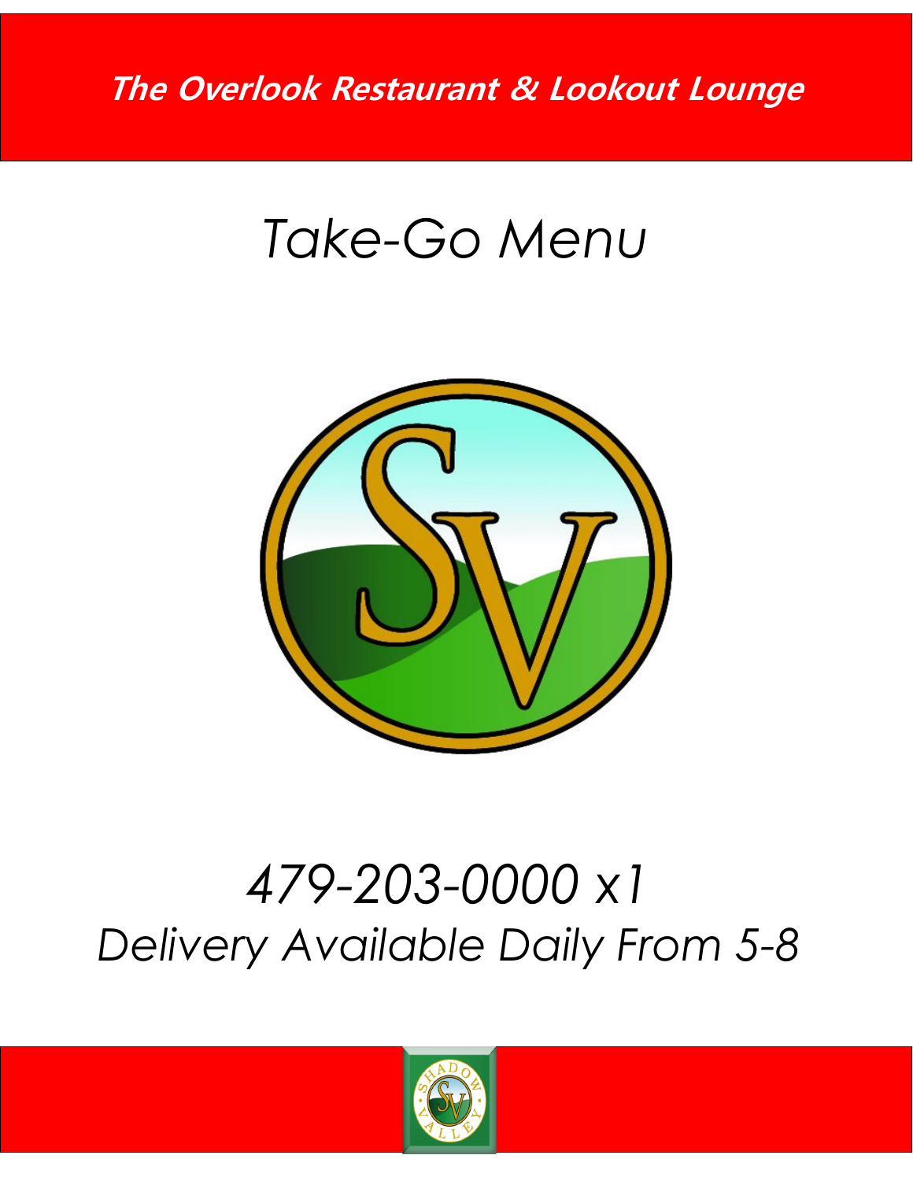**The Overlook Restaurant & Lookout Lounge**

# *Take-Go Menu*

*479-203-0000 x1*

*Delivery Available Daily From 5-8*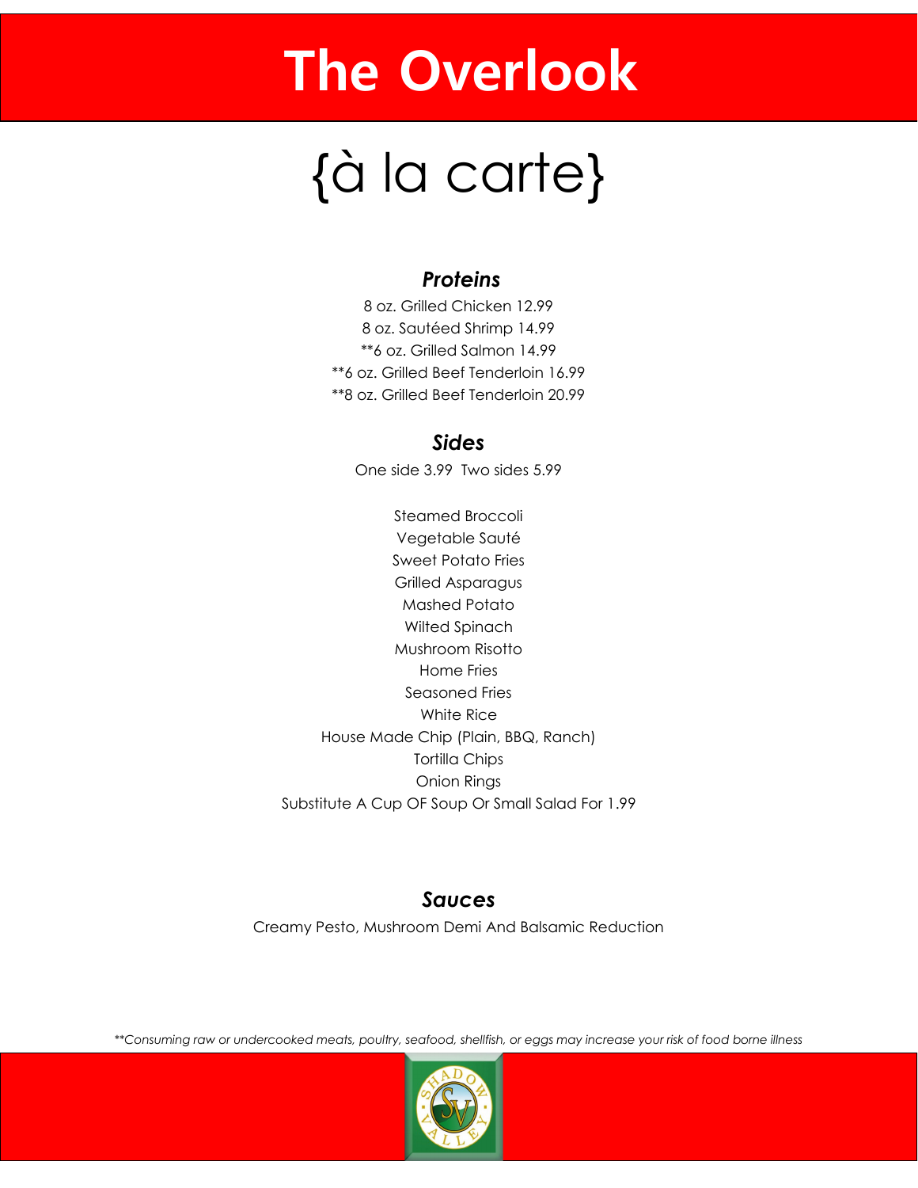# The Overlook

## {à la carte}

### *Proteins*

8 oz. Grilled Chicken 12.99
8 oz. Sautéed Shrimp 14.99
**6 oz. Grilled Salmon 14.99
**6 oz. Grilled Beef Tenderloin 16.99
**8 oz. Grilled Beef Tenderloin 20.99

### *Sides*

One side 3.99 Two sides 5.99

Steamed Broccoli
Vegetable Sauté
Sweet Potato Fries
Grilled Asparagus
Mashed Potato
Wilted Spinach
Mushroom Risotto
Home Fries
Seasoned Fries
White Rice
House Made Chip (Plain, BBQ, Ranch)
Tortilla Chips
Onion Rings
Substitute A Cup OF Soup Or Small Salad For 1.99

### *Sauces*

Creamy Pesto, Mushroom Demi And Balsamic Reduction

*Consuming raw or undercooked meats, poultry, seafood, shellfish, or eggs may increase your risk of food borne illness*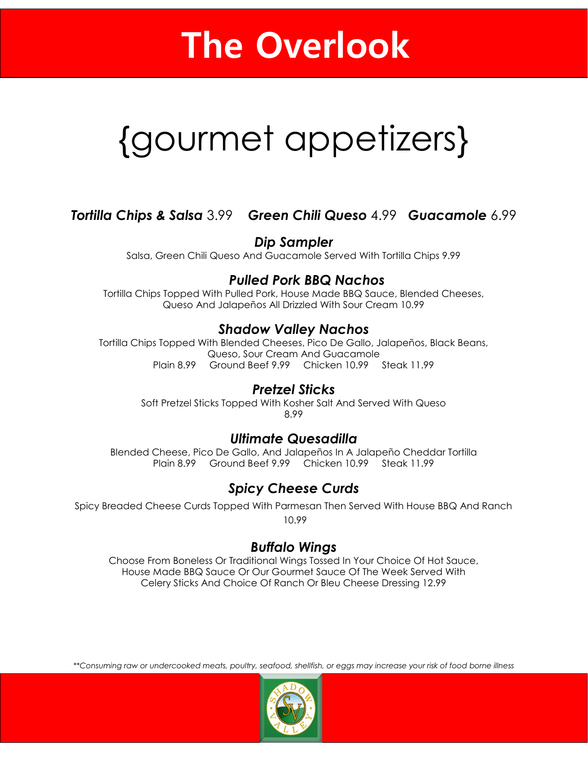# The Overlook

## {gourmet appetizers}

***Tortilla Chips & Salsa*** 3.99 ***Green Chili Queso*** 4.99 ***Guacamole*** 6.99

### *Dip Sampler*

Salsa, Green Chili Queso And Guacamole Served With Tortilla Chips 9.99

### *Pulled Pork BBQ Nachos*

Tortilla Chips Topped With Pulled Pork, House Made BBQ Sauce, Blended Cheeses, Queso And Jalapeños All Drizzled With Sour Cream 10.99

### *Shadow Valley Nachos*

Tortilla Chips Topped With Blended Cheeses, Pico De Gallo, Jalapeños, Black Beans, Queso, Sour Cream And Guacamole

Plain 8.99 Ground Beef 9.99 Chicken 10.99 Steak 11.99

### *Pretzel Sticks*

Soft Pretzel Sticks Topped With Kosher Salt And Served With Queso

8.99

### *Ultimate Quesadilla*

Blended Cheese, Pico De Gallo, And Jalapeños In A Jalapeño Cheddar Tortilla

Plain 8.99 Ground Beef 9.99 Chicken 10.99 Steak 11.99

### *Spicy Cheese Curds*

Spicy Breaded Cheese Curds Topped With Parmesan Then Served With House BBQ And Ranch

10.99

### *Buffalo Wings*

Choose From Boneless Or Traditional Wings Tossed In Your Choice Of Hot Sauce, House Made BBQ Sauce Or Our Gourmet Sauce Of The Week Served With Celery Sticks And Choice Of Ranch Or Bleu Cheese Dressing 12.99

*\*\*Consuming raw or undercooked meats, poultry, seafood, shellfish, or eggs may increase your risk of food borne illness*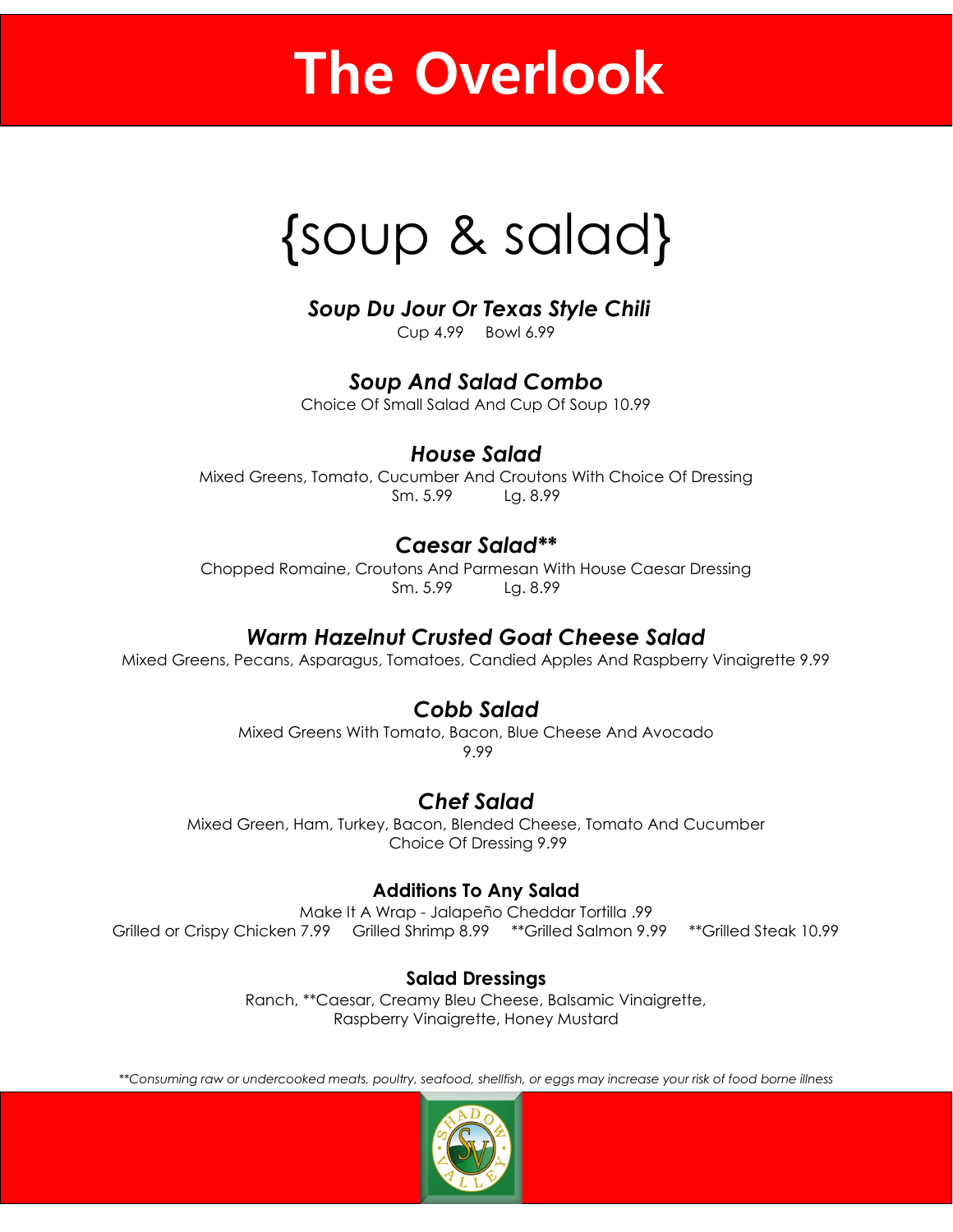# The Overlook

## {soup & salad}

### *Soup Du Jour Or Texas Style Chili*

Cup 4.99 Bowl 6.99

### *Soup And Salad Combo*

Choice Of Small Salad And Cup Of Soup 10.99

### *House Salad*

Mixed Greens, Tomato, Cucumber And Croutons With Choice Of Dressing
Sm. 5.99 Lg. 8.99

### *Caesar Salad***

Chopped Romaine, Croutons And Parmesan With House Caesar Dressing
Sm. 5.99 Lg. 8.99

### *Warm Hazelnut Crusted Goat Cheese Salad*

Mixed Greens, Pecans, Asparagus, Tomatoes, Candied Apples And Raspberry Vinaigrette 9.99

### *Cobb Salad*

Mixed Greens With Tomato, Bacon, Blue Cheese And Avocado
9.99

### *Chef Salad*

Mixed Green, Ham, Turkey, Bacon, Blended Cheese, Tomato And Cucumber
Choice Of Dressing 9.99

**Additions To Any Salad**

Make It A Wrap - Jalapeño Cheddar Tortilla .99
Grilled or Crispy Chicken 7.99 Grilled Shrimp 8.99 **Grilled Salmon 9.99 **Grilled Steak 10.99

**Salad Dressings**

Ranch, **Caesar, Creamy Bleu Cheese, Balsamic Vinaigrette,
Raspberry Vinaigrette, Honey Mustard

*\*\*Consuming raw or undercooked meats, poultry, seafood, shellfish, or eggs may increase your risk of food borne illness*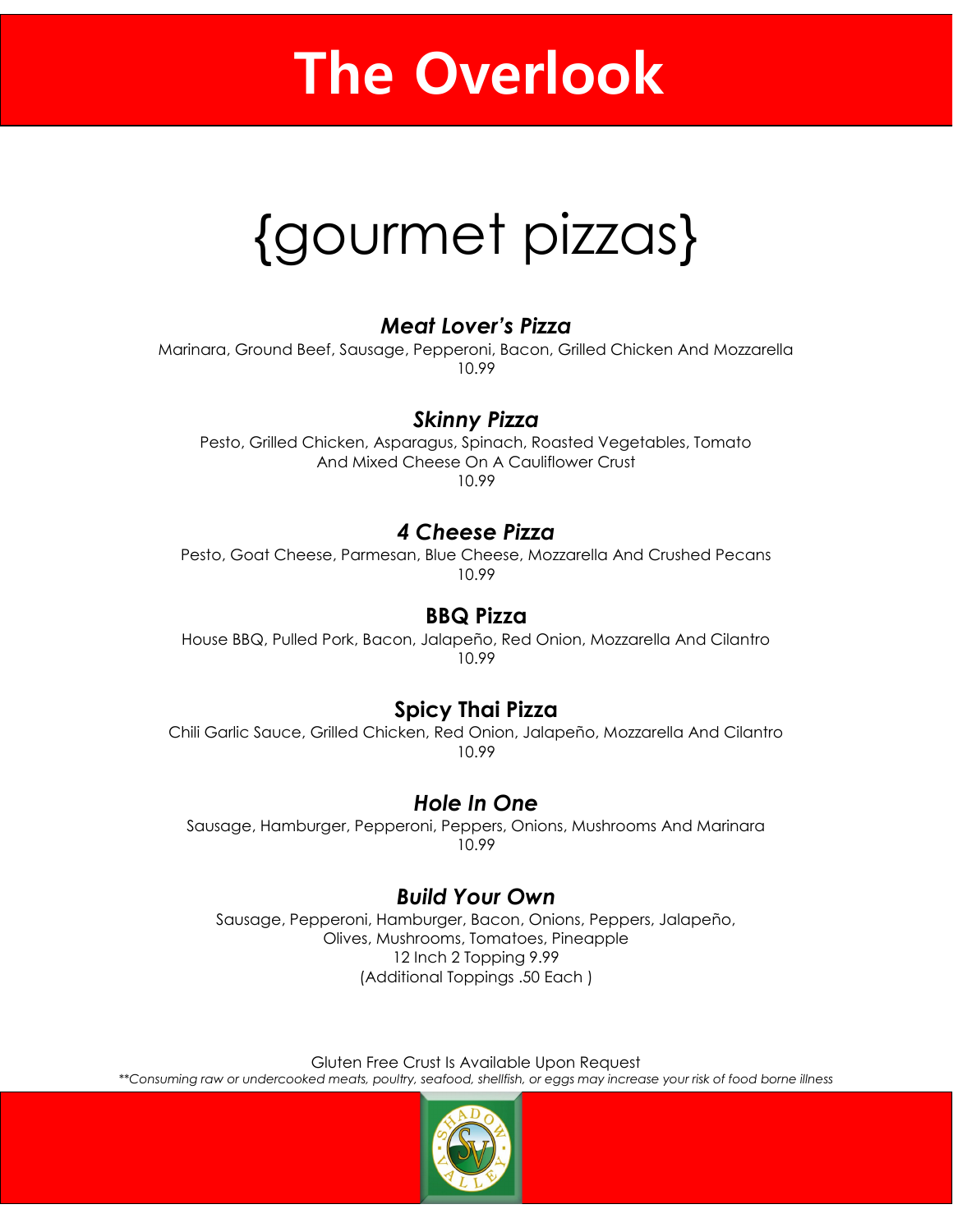# The Overlook

## {gourmet pizzas}

### ***Meat Lover's Pizza***

Marinara, Ground Beef, Sausage, Pepperoni, Bacon, Grilled Chicken And Mozzarella
10.99

### ***Skinny Pizza***

Pesto, Grilled Chicken, Asparagus, Spinach, Roasted Vegetables, Tomato And Mixed Cheese On A Cauliflower Crust
10.99

### ***4 Cheese Pizza***

Pesto, Goat Cheese, Parmesan, Blue Cheese, Mozzarella And Crushed Pecans
10.99

### **BBQ Pizza**

House BBQ, Pulled Pork, Bacon, Jalapeño, Red Onion, Mozzarella And Cilantro
10.99

### **Spicy Thai Pizza**

Chili Garlic Sauce, Grilled Chicken, Red Onion, Jalapeño, Mozzarella And Cilantro
10.99

### ***Hole In One***

Sausage, Hamburger, Pepperoni, Peppers, Onions, Mushrooms And Marinara
10.99

### ***Build Your Own***

Sausage, Pepperoni, Hamburger, Bacon, Onions, Peppers, Jalapeño, Olives, Mushrooms, Tomatoes, Pineapple
12 Inch 2 Topping 9.99
(Additional Toppings .50 Each )

Gluten Free Crust Is Available Upon Request

*\*\*Consuming raw or undercooked meats, poultry, seafood, shellfish, or eggs may increase your risk of food borne illness*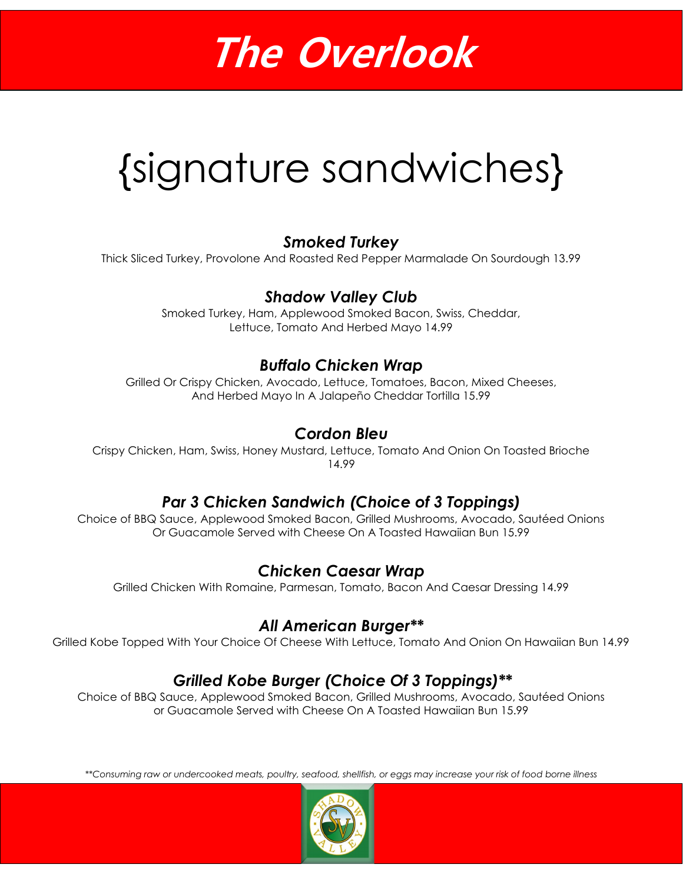# The Overlook

## {signature sandwiches}

### *Smoked Turkey*

Thick Sliced Turkey, Provolone And Roasted Red Pepper Marmalade On Sourdough 13.99

### *Shadow Valley Club*

Smoked Turkey, Ham, Applewood Smoked Bacon, Swiss, Cheddar, Lettuce, Tomato And Herbed Mayo 14.99

### *Buffalo Chicken Wrap*

Grilled Or Crispy Chicken, Avocado, Lettuce, Tomatoes, Bacon, Mixed Cheeses, And Herbed Mayo In A Jalapeño Cheddar Tortilla 15.99

### *Cordon Bleu*

Crispy Chicken, Ham, Swiss, Honey Mustard, Lettuce, Tomato And Onion On Toasted Brioche 14.99

### *Par 3 Chicken Sandwich (Choice of 3 Toppings)*

Choice of BBQ Sauce, Applewood Smoked Bacon, Grilled Mushrooms, Avocado, Sautéed Onions Or Guacamole Served with Cheese On A Toasted Hawaiian Bun 15.99

### *Chicken Caesar Wrap*

Grilled Chicken With Romaine, Parmesan, Tomato, Bacon And Caesar Dressing 14.99

### *All American Burger**

Grilled Kobe Topped With Your Choice Of Cheese With Lettuce, Tomato And Onion On Hawaiian Bun 14.99

### *Grilled Kobe Burger (Choice Of 3 Toppings)**

Choice of BBQ Sauce, Applewood Smoked Bacon, Grilled Mushrooms, Avocado, Sautéed Onions or Guacamole Served with Cheese On A Toasted Hawaiian Bun 15.99

*\**Consuming raw or undercooked meats, poultry, seafood, shellfish, or eggs may increase your risk of food borne illness*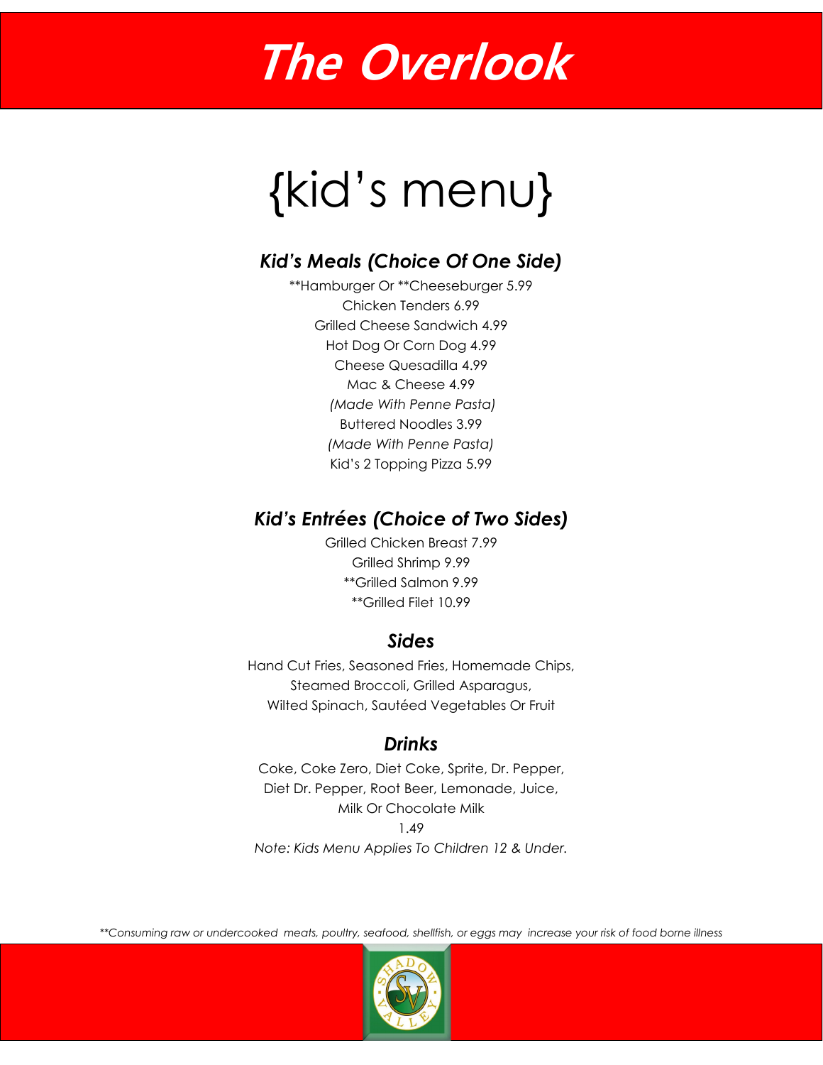# The Overlook

## {kid's menu}

### *Kid's Meals (Choice Of One Side)*

**Hamburger Or **Cheeseburger 5.99
Chicken Tenders 6.99
Grilled Cheese Sandwich 4.99
Hot Dog Or Corn Dog 4.99
Cheese Quesadilla 4.99
Mac & Cheese 4.99
*(Made With Penne Pasta)*
Buttered Noodles 3.99
*(Made With Penne Pasta)*
Kid's 2 Topping Pizza 5.99

### *Kid's Entrées (Choice of Two Sides)*

Grilled Chicken Breast 7.99
Grilled Shrimp 9.99
**Grilled Salmon 9.99
**Grilled Filet 10.99

### *Sides*

Hand Cut Fries, Seasoned Fries, Homemade Chips,
Steamed Broccoli, Grilled Asparagus,
Wilted Spinach, Sautéed Vegetables Or Fruit

### *Drinks*

Coke, Coke Zero, Diet Coke, Sprite, Dr. Pepper,
Diet Dr. Pepper, Root Beer, Lemonade, Juice,
Milk Or Chocolate Milk
1.49

*Note: Kids Menu Applies To Children 12 & Under.*

*Consuming raw or undercooked meats, poultry, seafood, shellfish, or eggs may increase your risk of food borne illness*

SHADOW VALLEY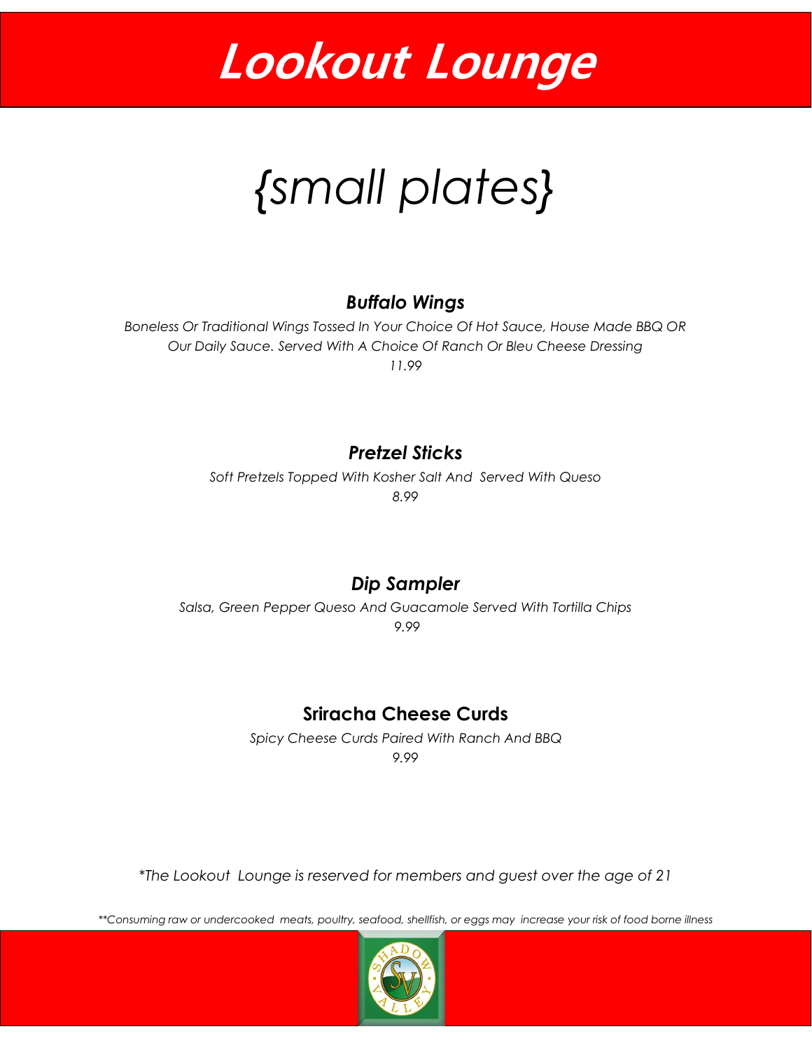# *Lookout Lounge*

## *{small plates}*

### ***Buffalo Wings***

*Boneless Or Traditional Wings Tossed In Your Choice Of Hot Sauce, House Made BBQ OR Our Daily Sauce. Served With A Choice Of Ranch Or Bleu Cheese Dressing*

*11.99*

### ***Pretzel Sticks***

*Soft Pretzels Topped With Kosher Salt And Served With Queso*

*8.99*

### ***Dip Sampler***

*Salsa, Green Pepper Queso And Guacamole Served With Tortilla Chips*

*9.99*

### **Sriracha Cheese Curds**

*Spicy Cheese Curds Paired With Ranch And BBQ*

*9.99*

*\*The Lookout Lounge is reserved for members and guest over the age of 21*

*\*\*Consuming raw or undercooked meats, poultry, seafood, shellfish, or eggs may increase your risk of food borne illness*